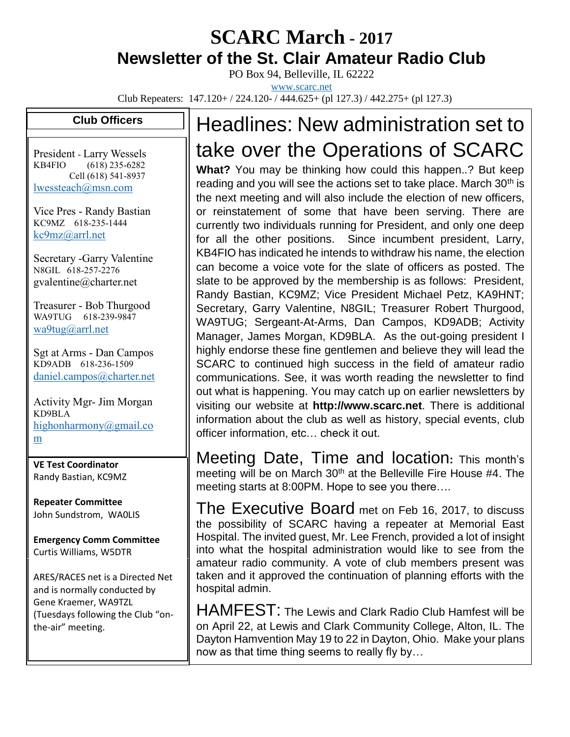# SCARC March - 2017

## Newsletter of the St. Clair Amateur Radio Club

PO Box 94, Belleville, IL 62222

www.scarc.net

Club Repeaters: 147.120+ / 224.120- / 444.625+ (pl 127.3) / 442.275+ (pl 127.3)

### Club Officers

President - Larry Wessels
KB4FIO (618) 235-6282
Cell (618) 541-8937
lwessteach@msn.com

Vice Pres - Randy Bastian
KC9MZ 618-235-1444
kc9mz@arrl.net

Secretary -Garry Valentine
N8GIL 618-257-2276
gvalentine@charter.net

Treasurer - Bob Thurgood
WA9TUG 618-239-9847
wa9tug@arrl.net

Sgt at Arms - Dan Campos
KD9ADB 618-236-1509
daniel.campos@charter.net

Activity Mgr- Jim Morgan
KD9BLA
highonharmony@gmail.com

**VE Test Coordinator**
Randy Bastian, KC9MZ

**Repeater Committee**
John Sundstrom, WA0LIS

**Emergency Comm Committee**
Curtis Williams, W5DTR

ARES/RACES net is a Directed Net and is normally conducted by Gene Kraemer, WA9TZL (Tuesdays following the Club "on-the-air" meeting.

## Headlines: New administration set to take over the Operations of SCARC

**What?** You may be thinking how could this happen..? But keep reading and you will see the actions set to take place. March 30th is the next meeting and will also include the election of new officers, or reinstatement of some that have been serving. There are currently two individuals running for President, and only one deep for all the other positions. Since incumbent president, Larry, KB4FIO has indicated he intends to withdraw his name, the election can become a voice vote for the slate of officers as posted. The slate to be approved by the membership is as follows: President, Randy Bastian, KC9MZ; Vice President Michael Petz, KA9HNT; Secretary, Garry Valentine, N8GIL; Treasurer Robert Thurgood, WA9TUG; Sergeant-At-Arms, Dan Campos, KD9ADB; Activity Manager, James Morgan, KD9BLA. As the out-going president I highly endorse these fine gentlemen and believe they will lead the SCARC to continued high success in the field of amateur radio communications. See, it was worth reading the newsletter to find out what is happening. You may catch up on earlier newsletters by visiting our website at **http://www.scarc.net**. There is additional information about the club as well as history, special events, club officer information, etc… check it out.

**Meeting Date, Time and location:** This month's meeting will be on March 30th at the Belleville Fire House #4. The meeting starts at 8:00PM. Hope to see you there….

**The Executive Board** met on Feb 16, 2017, to discuss the possibility of SCARC having a repeater at Memorial East Hospital. The invited guest, Mr. Lee French, provided a lot of insight into what the hospital administration would like to see from the amateur radio community. A vote of club members present was taken and it approved the continuation of planning efforts with the hospital admin.

**HAMFEST:** The Lewis and Clark Radio Club Hamfest will be on April 22, at Lewis and Clark Community College, Alton, IL. The Dayton Hamvention May 19 to 22 in Dayton, Ohio. Make your plans now as that time thing seems to really fly by…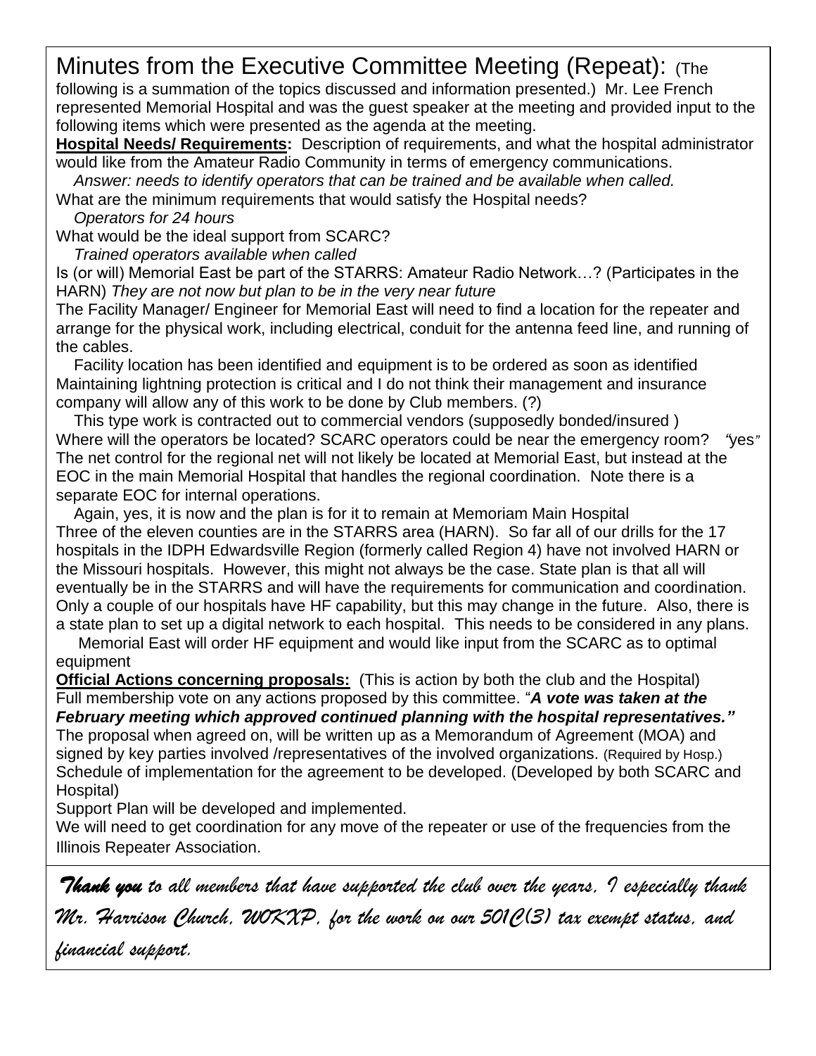## Minutes from the Executive Committee Meeting (Repeat):

(The following is a summation of the topics discussed and information presented.) Mr. Lee French represented Memorial Hospital and was the guest speaker at the meeting and provided input to the following items which were presented as the agenda at the meeting.

**Hospital Needs/ Requirements:** Description of requirements, and what the hospital administrator would like from the Amateur Radio Community in terms of emergency communications.

*Answer: needs to identify operators that can be trained and be available when called.*

What are the minimum requirements that would satisfy the Hospital needs?

*Operators for 24 hours*

What would be the ideal support from SCARC?

*Trained operators available when called*

Is (or will) Memorial East be part of the STARRS: Amateur Radio Network…? (Participates in the HARN) *They are not now but plan to be in the very near future*

The Facility Manager/ Engineer for Memorial East will need to find a location for the repeater and arrange for the physical work, including electrical, conduit for the antenna feed line, and running of the cables.

Facility location has been identified and equipment is to be ordered as soon as identified

Maintaining lightning protection is critical and I do not think their management and insurance company will allow any of this work to be done by Club members. (?)

This type work is contracted out to commercial vendors (supposedly bonded/insured )

Where will the operators be located? SCARC operators could be near the emergency room? *"yes"*

The net control for the regional net will not likely be located at Memorial East, but instead at the EOC in the main Memorial Hospital that handles the regional coordination. Note there is a separate EOC for internal operations.

Again, yes, it is now and the plan is for it to remain at Memoriam Main Hospital

Three of the eleven counties are in the STARRS area (HARN). So far all of our drills for the 17 hospitals in the IDPH Edwardsville Region (formerly called Region 4) have not involved HARN or the Missouri hospitals. However, this might not always be the case. State plan is that all will eventually be in the STARRS and will have the requirements for communication and coordination. Only a couple of our hospitals have HF capability, but this may change in the future. Also, there is a state plan to set up a digital network to each hospital. This needs to be considered in any plans.

Memorial East will order HF equipment and would like input from the SCARC as to optimal equipment

**Official Actions concerning proposals:** (This is action by both the club and the Hospital)

Full membership vote on any actions proposed by this committee. "***A vote was taken at the February meeting which approved continued planning with the hospital representatives."***

The proposal when agreed on, will be written up as a Memorandum of Agreement (MOA) and signed by key parties involved /representatives of the involved organizations. (Required by Hosp.)

Schedule of implementation for the agreement to be developed. (Developed by both SCARC and Hospital)

Support Plan will be developed and implemented.

We will need to get coordination for any move of the repeater or use of the frequencies from the Illinois Repeater Association.

*__Thank you__ to all members that have supported the club over the years, I especially thank Mr. Harrison Church, W0KXP, for the work on our 501C(3) tax exempt status, and financial support.*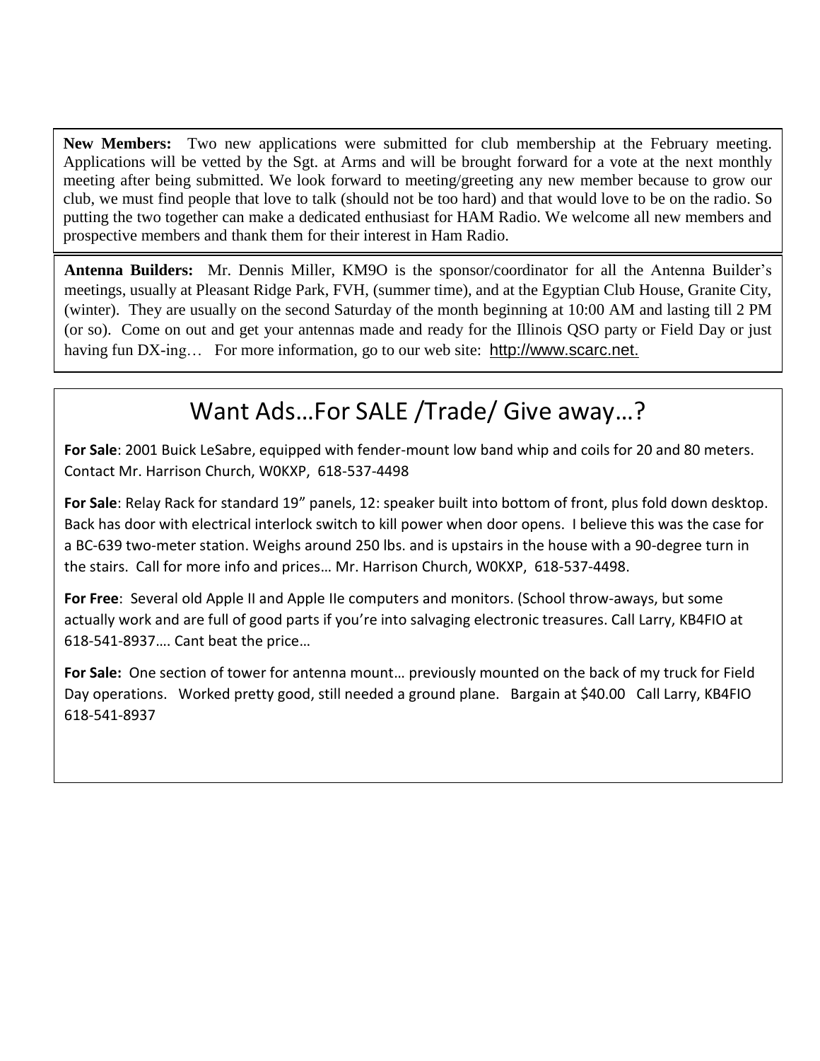**New Members:** Two new applications were submitted for club membership at the February meeting. Applications will be vetted by the Sgt. at Arms and will be brought forward for a vote at the next monthly meeting after being submitted. We look forward to meeting/greeting any new member because to grow our club, we must find people that love to talk (should not be too hard) and that would love to be on the radio. So putting the two together can make a dedicated enthusiast for HAM Radio. We welcome all new members and prospective members and thank them for their interest in Ham Radio.

**Antenna Builders:** Mr. Dennis Miller, KM9O is the sponsor/coordinator for all the Antenna Builder's meetings, usually at Pleasant Ridge Park, FVH, (summer time), and at the Egyptian Club House, Granite City, (winter). They are usually on the second Saturday of the month beginning at 10:00 AM and lasting till 2 PM (or so). Come on out and get your antennas made and ready for the Illinois QSO party or Field Day or just having fun DX-ing… For more information, go to our web site: http://www.scarc.net.

## Want Ads…For SALE /Trade/ Give away…?

**For Sale**: 2001 Buick LeSabre, equipped with fender-mount low band whip and coils for 20 and 80 meters. Contact Mr. Harrison Church, W0KXP, 618-537-4498

**For Sale**: Relay Rack for standard 19" panels, 12: speaker built into bottom of front, plus fold down desktop. Back has door with electrical interlock switch to kill power when door opens. I believe this was the case for a BC-639 two-meter station. Weighs around 250 lbs. and is upstairs in the house with a 90-degree turn in the stairs. Call for more info and prices… Mr. Harrison Church, W0KXP, 618-537-4498.

**For Free**: Several old Apple II and Apple IIe computers and monitors. (School throw-aways, but some actually work and are full of good parts if you're into salvaging electronic treasures. Call Larry, KB4FIO at 618-541-8937…. Cant beat the price…

**For Sale:** One section of tower for antenna mount… previously mounted on the back of my truck for Field Day operations. Worked pretty good, still needed a ground plane. Bargain at $40.00 Call Larry, KB4FIO 618-541-8937